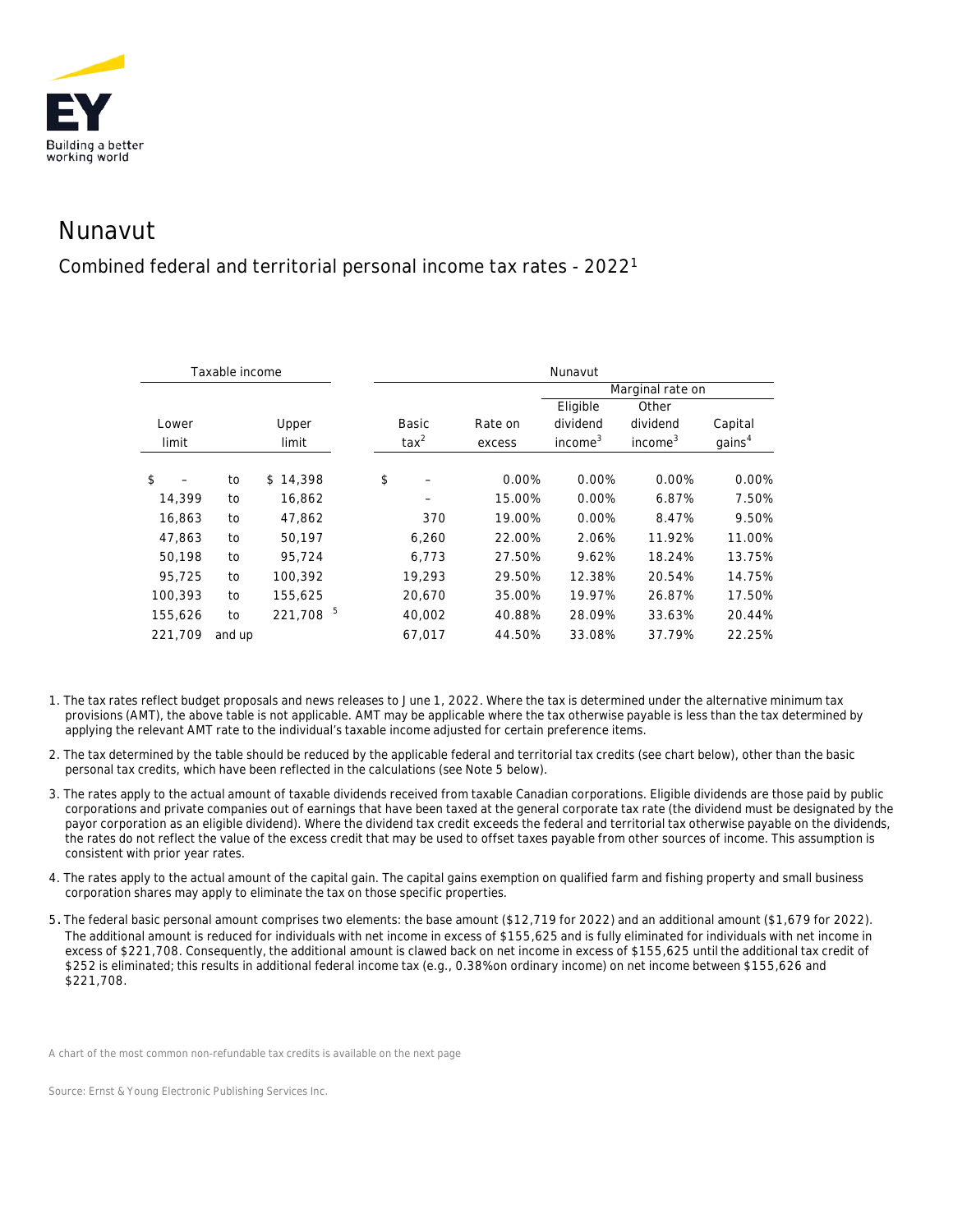# Nunavut

## Combined federal and territorial personal income tax rates - 2022[1]

| Taxable income | | | Nunavut | | | | |
|---|---|---|---|---|---|---|---|
| | | | | | Marginal rate on | | |
| Lower limit | | Upper limit | Basic tax[2] | Rate on excess | Eligible dividend income[3] | Other dividend income[3] | Capital gains[4] |
| $ – | to | $ 14,398 | $ – | 0.00% | 0.00% | 0.00% | 0.00% |
| 14,399 | to | 16,862 | – | 15.00% | 0.00% | 6.87% | 7.50% |
| 16,863 | to | 47,862 | 370 | 19.00% | 0.00% | 8.47% | 9.50% |
| 47,863 | to | 50,197 | 6,260 | 22.00% | 2.06% | 11.92% | 11.00% |
| 50,198 | to | 95,724 | 6,773 | 27.50% | 9.62% | 18.24% | 13.75% |
| 95,725 | to | 100,392 | 19,293 | 29.50% | 12.38% | 20.54% | 14.75% |
| 100,393 | to | 155,625 | 20,670 | 35.00% | 19.97% | 26.87% | 17.50% |
| 155,626 | to | 221,708 [5] | 40,002 | 40.88% | 28.09% | 33.63% | 20.44% |
| 221,709 | and up | | 67,017 | 44.50% | 33.08% | 37.79% | 22.25% |

1. The tax rates reflect budget proposals and news releases to June 1, 2022. Where the tax is determined under the alternative minimum tax provisions (AMT), the above table is not applicable. AMT may be applicable where the tax otherwise payable is less than the tax determined by applying the relevant AMT rate to the individual's taxable income adjusted for certain preference items.

2. The tax determined by the table should be reduced by the applicable federal and territorial tax credits (see chart below), other than the basic personal tax credits, which have been reflected in the calculations (see Note 5 below).

3. The rates apply to the actual amount of taxable dividends received from taxable Canadian corporations. Eligible dividends are those paid by public corporations and private companies out of earnings that have been taxed at the general corporate tax rate (the dividend must be designated by the payor corporation as an eligible dividend). Where the dividend tax credit exceeds the federal and territorial tax otherwise payable on the dividends, the rates do not reflect the value of the excess credit that may be used to offset taxes payable from other sources of income. This assumption is consistent with prior year rates.

4. The rates apply to the actual amount of the capital gain. The capital gains exemption on qualified farm and fishing property and small business corporation shares may apply to eliminate the tax on those specific properties.

5. The federal basic personal amount comprises two elements: the base amount ($12,719 for 2022) and an additional amount ($1,679 for 2022). The additional amount is reduced for individuals with net income in excess of $155,625 and is fully eliminated for individuals with net income in excess of $221,708. Consequently, the additional amount is clawed back on net income in excess of $155,625 until the additional tax credit of $252 is eliminated; this results in additional federal income tax (e.g., 0.38%on ordinary income) on net income between $155,626 and $221,708.

A chart of the most common non-refundable tax credits is available on the next page

Source: Ernst & Young Electronic Publishing Services Inc.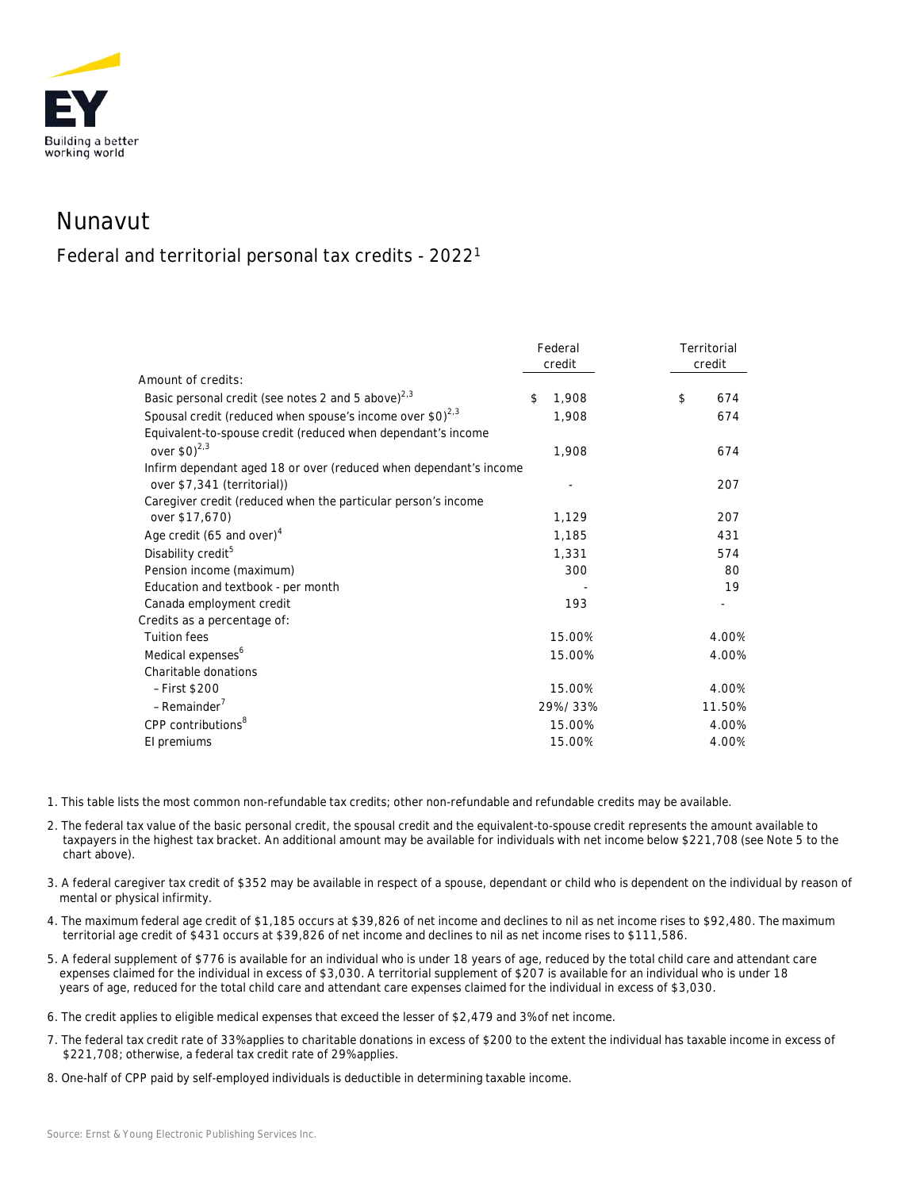# Nunavut

## Federal and territorial personal tax credits - 2022[1]

| | Federal credit | Territorial credit |
|---|---|---|
| Amount of credits: | | |
| Basic personal credit (see notes 2 and 5 above)[2,3] | $ 1,908 | $ 674 |
| Spousal credit (reduced when spouse's income over $0)[2,3] | 1,908 | 674 |
| Equivalent-to-spouse credit (reduced when dependant's income over $0)[2,3] | 1,908 | 674 |
| Infirm dependant aged 18 or over (reduced when dependant's income over $7,341 (territorial)) | - | 207 |
| Caregiver credit (reduced when the particular person's income over $17,670) | 1,129 | 207 |
| Age credit (65 and over)[4] | 1,185 | 431 |
| Disability credit[5] | 1,331 | 574 |
| Pension income (maximum) | 300 | 80 |
| Education and textbook - per month | - | 19 |
| Canada employment credit | 193 | - |
| Credits as a percentage of: | | |
| Tuition fees | 15.00% | 4.00% |
| Medical expenses[6] | 15.00% | 4.00% |
| Charitable donations | | |
| – First $200 | 15.00% | 4.00% |
| – Remainder[7] | 29%/ 33% | 11.50% |
| CPP contributions[8] | 15.00% | 4.00% |
| EI premiums | 15.00% | 4.00% |

1. This table lists the most common non-refundable tax credits; other non-refundable and refundable credits may be available.
2. The federal tax value of the basic personal credit, the spousal credit and the equivalent-to-spouse credit represents the amount available to taxpayers in the highest tax bracket. An additional amount may be available for individuals with net income below $221,708 (see Note 5 to the chart above).
3. A federal caregiver tax credit of $352 may be available in respect of a spouse, dependant or child who is dependent on the individual by reason of mental or physical infirmity.
4. The maximum federal age credit of $1,185 occurs at $39,826 of net income and declines to nil as net income rises to $92,480. The maximum territorial age credit of $431 occurs at $39,826 of net income and declines to nil as net income rises to $111,586.
5. A federal supplement of $776 is available for an individual who is under 18 years of age, reduced by the total child care and attendant care expenses claimed for the individual in excess of $3,030. A territorial supplement of $207 is available for an individual who is under 18 years of age, reduced for the total child care and attendant care expenses claimed for the individual in excess of $3,030.
6. The credit applies to eligible medical expenses that exceed the lesser of $2,479 and 3% of net income.
7. The federal tax credit rate of 33% applies to charitable donations in excess of $200 to the extent the individual has taxable income in excess of $221,708; otherwise, a federal tax credit rate of 29% applies.
8. One-half of CPP paid by self-employed individuals is deductible in determining taxable income.

Source: Ernst & Young Electronic Publishing Services Inc.